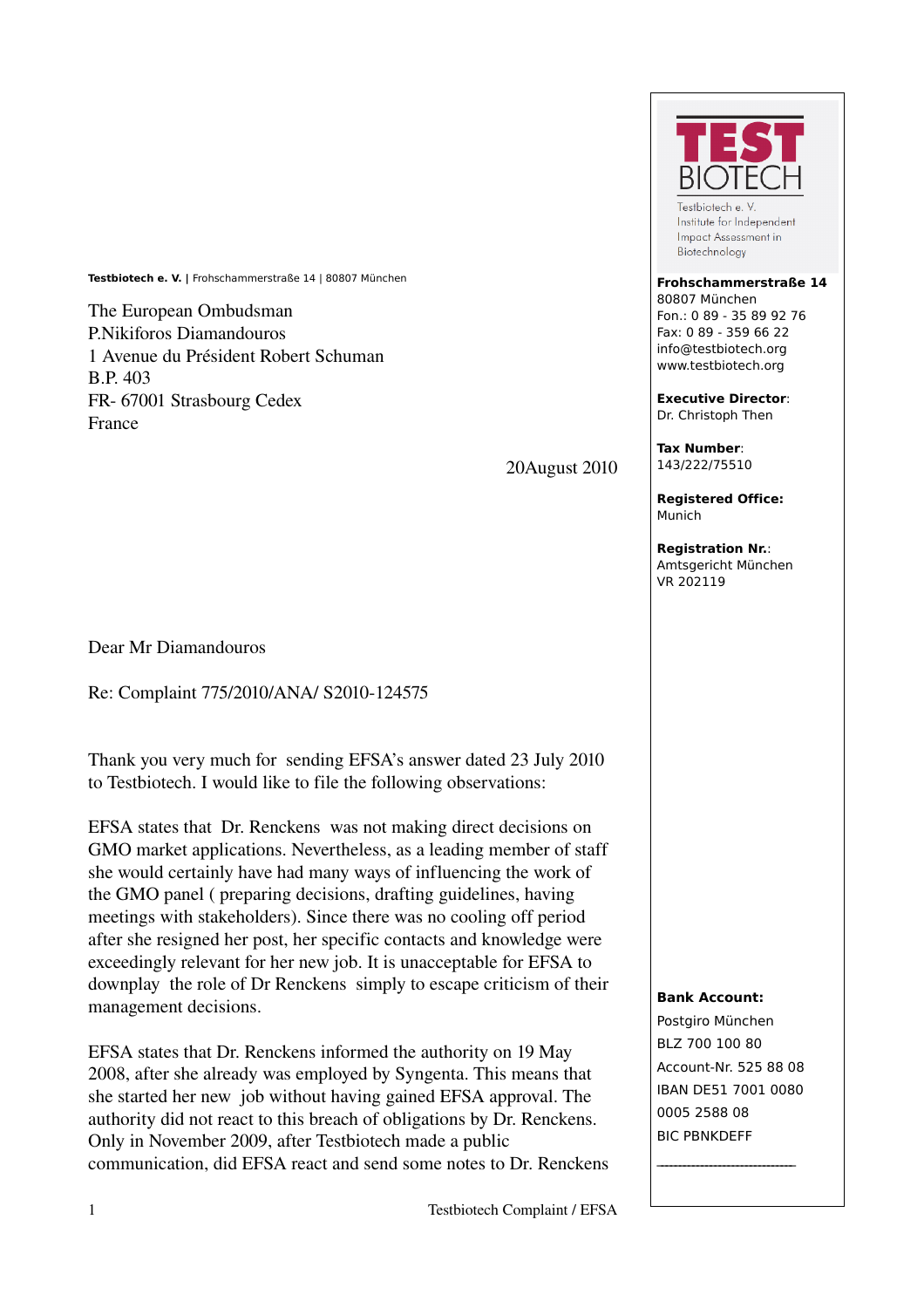**TEST BIOTECH**

Testbiotech e. V.
Institute for Independent
Impact Assessment in
Biotechnology

**Frohschammerstraße 14**
80807 München
Fon.: 0 89 - 35 89 92 76
Fax: 0 89 - 359 66 22
info@testbiotech.org
www.testbiotech.org

**Executive Director**:
Dr. Christoph Then

**Tax Number**:
143/222/75510

**Registered Office:**
Munich

**Registration Nr.**:
Amtsgericht München
VR 202119

**Bank Account:**
Postgiro München
BLZ 700 100 80
Account-Nr. 525 88 08
IBAN DE51 7001 0080
0005 2588 08
BIC PBNKDEFF

---

**Testbiotech e. V.** | Frohschammerstraße 14 | 80807 München

The European Ombudsman
P.Nikiforos Diamandouros
1 Avenue du Président Robert Schuman
B.P. 403
FR- 67001 Strasbourg Cedex
France

20August 2010

Dear Mr Diamandouros

Re: Complaint 775/2010/ANA/ S2010-124575

Thank you very much for sending EFSA's answer dated 23 July 2010 to Testbiotech. I would like to file the following observations:

EFSA states that Dr. Renckens was not making direct decisions on GMO market applications. Nevertheless, as a leading member of staff she would certainly have had many ways of influencing the work of the GMO panel ( preparing decisions, drafting guidelines, having meetings with stakeholders). Since there was no cooling off period after she resigned her post, her specific contacts and knowledge were exceedingly relevant for her new job. It is unacceptable for EFSA to downplay the role of Dr Renckens simply to escape criticism of their management decisions.

EFSA states that Dr. Renckens informed the authority on 19 May 2008, after she already was employed by Syngenta. This means that she started her new job without having gained EFSA approval. The authority did not react to this breach of obligations by Dr. Renckens. Only in November 2009, after Testbiotech made a public communication, did EFSA react and send some notes to Dr. Renckens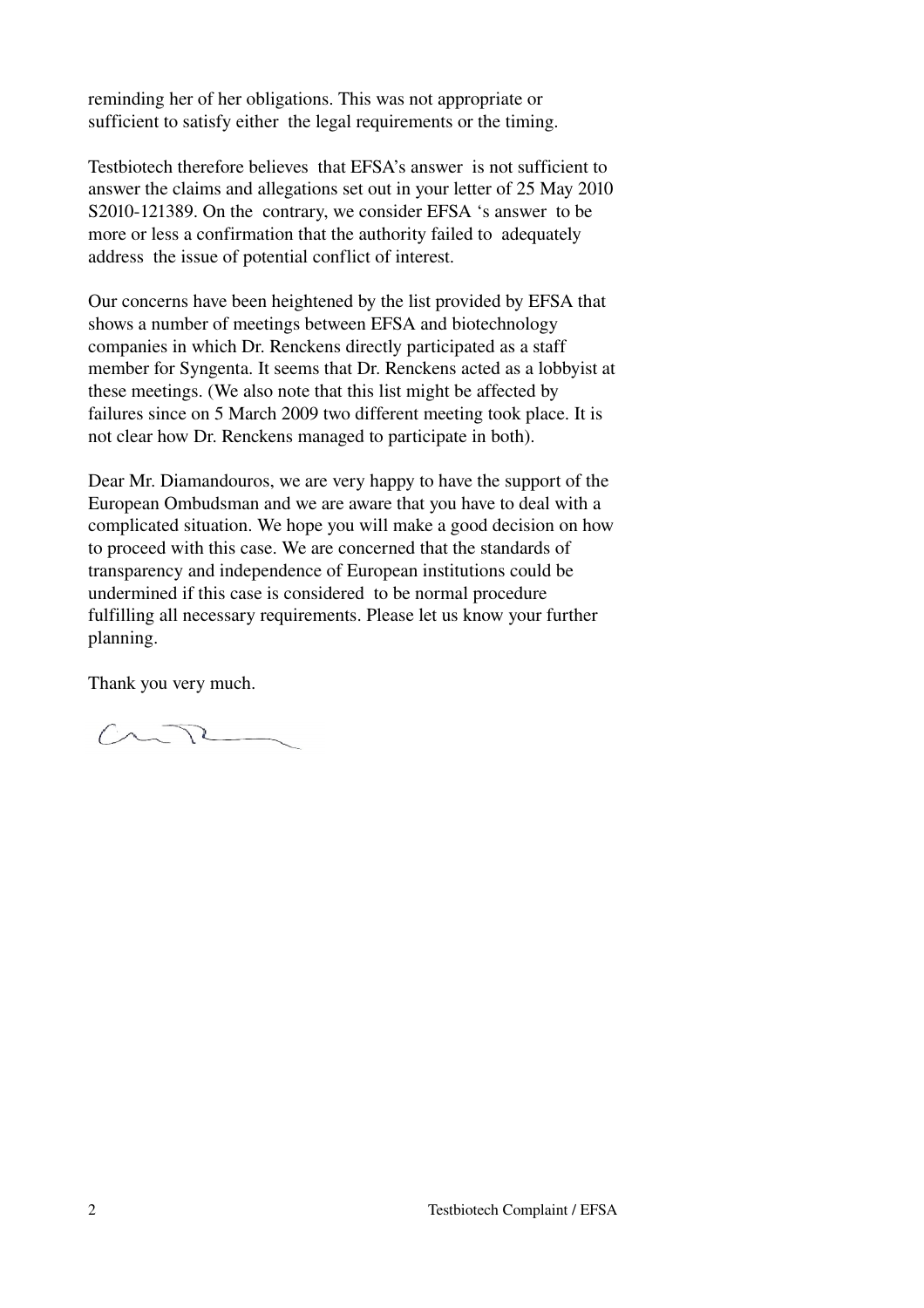reminding her of her obligations. This was not appropriate or sufficient to satisfy either the legal requirements or the timing.

Testbiotech therefore believes that EFSA's answer is not sufficient to answer the claims and allegations set out in your letter of 25 May 2010 S2010-121389. On the contrary, we consider EFSA 's answer to be more or less a confirmation that the authority failed to adequately address the issue of potential conflict of interest.

Our concerns have been heightened by the list provided by EFSA that shows a number of meetings between EFSA and biotechnology companies in which Dr. Renckens directly participated as a staff member for Syngenta. It seems that Dr. Renckens acted as a lobbyist at these meetings. (We also note that this list might be affected by failures since on 5 March 2009 two different meeting took place. It is not clear how Dr. Renckens managed to participate in both).

Dear Mr. Diamandouros, we are very happy to have the support of the European Ombudsman and we are aware that you have to deal with a complicated situation. We hope you will make a good decision on how to proceed with this case. We are concerned that the standards of transparency and independence of European institutions could be undermined if this case is considered to be normal procedure fulfilling all necessary requirements. Please let us know your further planning.

Thank you very much.